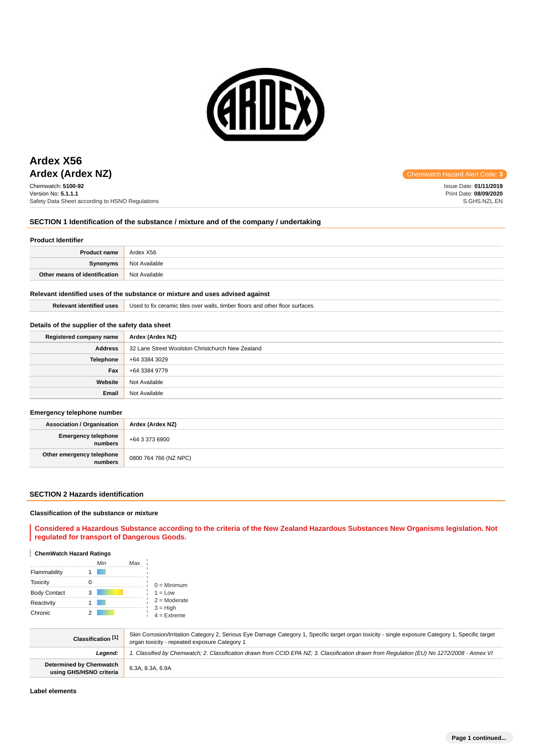# Ardex X56

## Ardex (Ardex NZ)

Chemwatch: **5100-92**
Version No: **5.1.1.1**
Safety Data Sheet according to HSNO Regulations

Chemwatch Hazard Alert Code: **3**

Issue Date: **01/11/2019**
Print Date: **08/09/2020**
S.GHS.NZL.EN

## SECTION 1 Identification of the substance / mixture and of the company / undertaking

### Product Identifier

| | |
|---|---|
| **Product name** | Ardex X56 |
| **Synonyms** | Not Available |
| **Other means of identification** | Not Available |

### Relevant identified uses of the substance or mixture and uses advised against

| | |
|---|---|
| **Relevant identified uses** | Used to fix ceramic tiles over walls, timber floors and other floor surfaces. |

### Details of the supplier of the safety data sheet

| | |
|---|---|
| **Registered company name** | **Ardex (Ardex NZ)** |
| **Address** | 32 Lane Street Woolston Christchurch New Zealand |
| **Telephone** | +64 3384 3029 |
| **Fax** | +64 3384 9779 |
| **Website** | Not Available |
| **Email** | Not Available |

### Emergency telephone number

| | |
|---|---|
| **Association / Organisation** | **Ardex (Ardex NZ)** |
| **Emergency telephone numbers** | +64 3 373 6900 |
| **Other emergency telephone numbers** | 0800 764 766 (NZ NPC) |

## SECTION 2 Hazards identification

### Classification of the substance or mixture

**Considered a Hazardous Substance according to the criteria of the New Zealand Hazardous Substances New Organisms legislation. Not regulated for transport of Dangerous Goods.**

**ChemWatch Hazard Ratings**

| | Min | Max |
|---|---|---|
| Flammability | 1 | |
| Toxicity | 0 | |
| Body Contact | 3 | |
| Reactivity | 1 | |
| Chronic | 2 | |

0 = Minimum
1 = Low
2 = Moderate
3 = High
4 = Extreme

| | |
|---|---|
| **Classification [1]** | Skin Corrosion/Irritation Category 2, Serious Eye Damage Category 1, Specific target organ toxicity - single exposure Category 1, Specific target organ toxicity - repeated exposure Category 1 |
| ***Legend:*** | *1. Classified by Chemwatch; 2. Classification drawn from CCID EPA NZ; 3. Classification drawn from Regulation (EU) No 1272/2008 - Annex VI* |
| **Determined by Chemwatch using GHS/HSNO criteria** | 6.3A, 8.3A, 6.9A |

### Label elements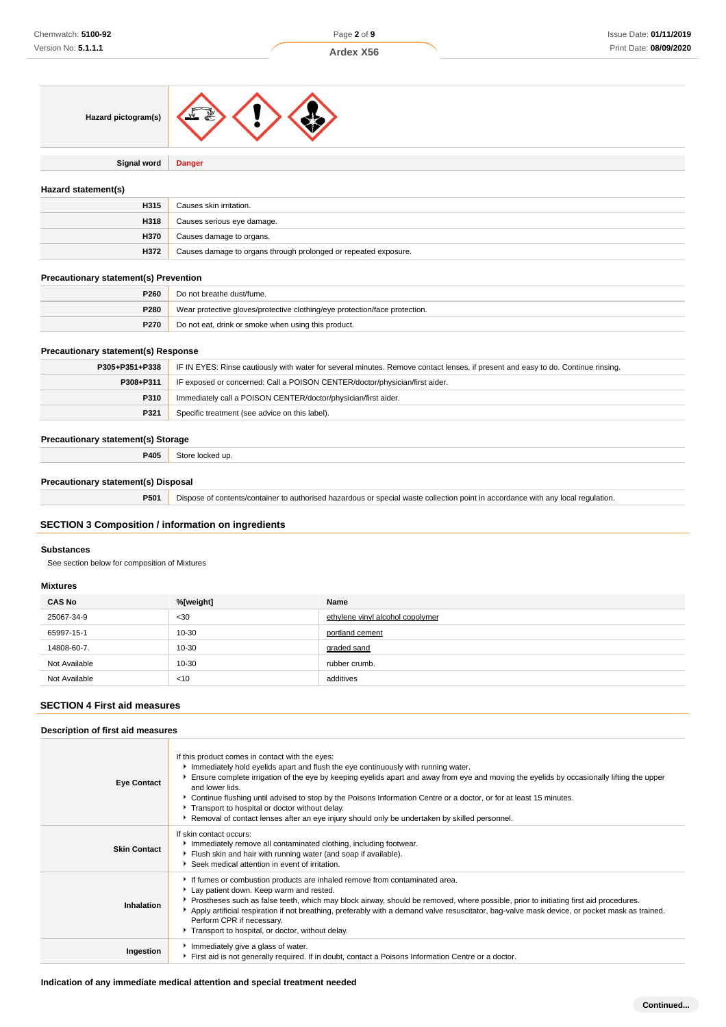| | |
|---|---|
| **Hazard pictogram(s)** | |
| **Signal word** | **Danger** |

### Hazard statement(s)

| | |
|---|---|
| **H315** | Causes skin irritation. |
| **H318** | Causes serious eye damage. |
| **H370** | Causes damage to organs. |
| **H372** | Causes damage to organs through prolonged or repeated exposure. |

### Precautionary statement(s) Prevention

| | |
|---|---|
| **P260** | Do not breathe dust/fume. |
| **P280** | Wear protective gloves/protective clothing/eye protection/face protection. |
| **P270** | Do not eat, drink or smoke when using this product. |

### Precautionary statement(s) Response

| | |
|---|---|
| **P305+P351+P338** | IF IN EYES: Rinse cautiously with water for several minutes. Remove contact lenses, if present and easy to do. Continue rinsing. |
| **P308+P311** | IF exposed or concerned: Call a POISON CENTER/doctor/physician/first aider. |
| **P310** | Immediately call a POISON CENTER/doctor/physician/first aider. |
| **P321** | Specific treatment (see advice on this label). |

### Precautionary statement(s) Storage

| | |
|---|---|
| **P405** | Store locked up. |

### Precautionary statement(s) Disposal

| | |
|---|---|
| **P501** | Dispose of contents/container to authorised hazardous or special waste collection point in accordance with any local regulation. |

## SECTION 3 Composition / information on ingredients

### Substances

See section below for composition of Mixtures

### Mixtures

| CAS No | %[weight] | Name |
|---|---|---|
| 25067-34-9 | <30 | ethylene vinyl alcohol copolymer |
| 65997-15-1 | 10-30 | portland cement |
| 14808-60-7. | 10-30 | graded sand |
| Not Available | 10-30 | rubber crumb. |
| Not Available | <10 | additives |

## SECTION 4 First aid measures

### Description of first aid measures

| | |
|---|---|
| **Eye Contact** | If this product comes in contact with the eyes:<br>▸ Immediately hold eyelids apart and flush the eye continuously with running water.<br>▸ Ensure complete irrigation of the eye by keeping eyelids apart and away from eye and moving the eyelids by occasionally lifting the upper and lower lids.<br>▸ Continue flushing until advised to stop by the Poisons Information Centre or a doctor, or for at least 15 minutes.<br>▸ Transport to hospital or doctor without delay.<br>▸ Removal of contact lenses after an eye injury should only be undertaken by skilled personnel. |
| **Skin Contact** | If skin contact occurs:<br>▸ Immediately remove all contaminated clothing, including footwear.<br>▸ Flush skin and hair with running water (and soap if available).<br>▸ Seek medical attention in event of irritation. |
| **Inhalation** | ▸ If fumes or combustion products are inhaled remove from contaminated area.<br>▸ Lay patient down. Keep warm and rested.<br>▸ Prostheses such as false teeth, which may block airway, should be removed, where possible, prior to initiating first aid procedures.<br>▸ Apply artificial respiration if not breathing, preferably with a demand valve resuscitator, bag-valve mask device, or pocket mask as trained. Perform CPR if necessary.<br>▸ Transport to hospital, or doctor, without delay. |
| **Ingestion** | ▸ Immediately give a glass of water.<br>▸ First aid is not generally required. If in doubt, contact a Poisons Information Centre or a doctor. |

### Indication of any immediate medical attention and special treatment needed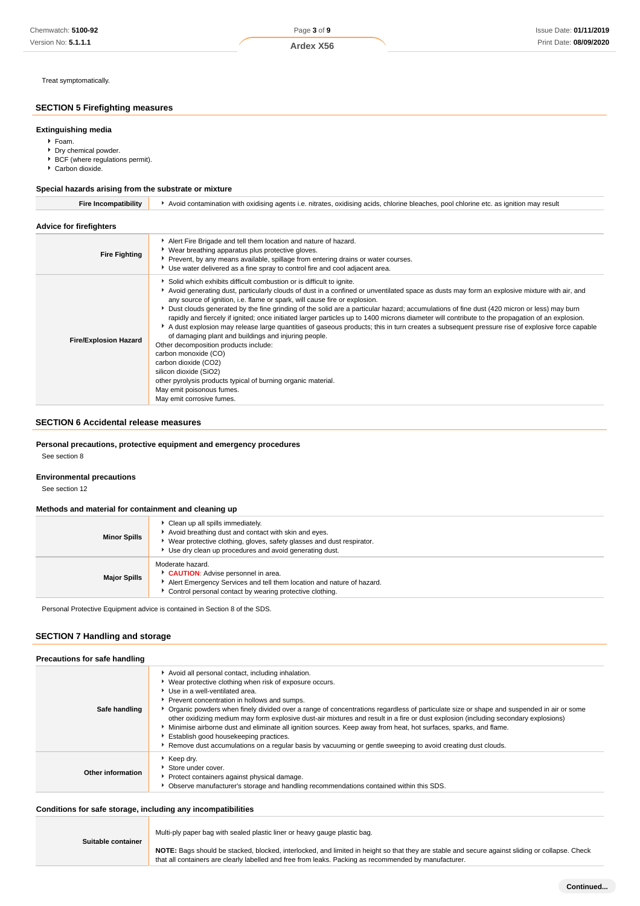Treat symptomatically.

## SECTION 5 Firefighting measures

### Extinguishing media

- Foam.
- Dry chemical powder.
- BCF (where regulations permit).
- Carbon dioxide.

### Special hazards arising from the substrate or mixture

| | |
|---|---|
| **Fire Incompatibility** | ▸ Avoid contamination with oxidising agents i.e. nitrates, oxidising acids, chlorine bleaches, pool chlorine etc. as ignition may result |

### Advice for firefighters

| | |
|---|---|
| **Fire Fighting** | ▸ Alert Fire Brigade and tell them location and nature of hazard.<br>▸ Wear breathing apparatus plus protective gloves.<br>▸ Prevent, by any means available, spillage from entering drains or water courses.<br>▸ Use water delivered as a fine spray to control fire and cool adjacent area. |
| **Fire/Explosion Hazard** | ▸ Solid which exhibits difficult combustion or is difficult to ignite.<br>▸ Avoid generating dust, particularly clouds of dust in a confined or unventilated space as dusts may form an explosive mixture with air, and any source of ignition, i.e. flame or spark, will cause fire or explosion.<br>▸ Dust clouds generated by the fine grinding of the solid are a particular hazard; accumulations of fine dust (420 micron or less) may burn rapidly and fiercely if ignited; once initiated larger particles up to 1400 microns diameter will contribute to the propagation of an explosion.<br>▸ A dust explosion may release large quantities of gaseous products; this in turn creates a subsequent pressure rise of explosive force capable of damaging plant and buildings and injuring people.<br>Other decomposition products include:<br>carbon monoxide (CO)<br>carbon dioxide ($CO_2$)<br>silicon dioxide ($SiO_2$)<br>other pyrolysis products typical of burning organic material.<br>May emit poisonous fumes.<br>May emit corrosive fumes. |

## SECTION 6 Accidental release measures

### Personal precautions, protective equipment and emergency procedures

See section 8

### Environmental precautions

See section 12

### Methods and material for containment and cleaning up

| | |
|---|---|
| **Minor Spills** | ▸ Clean up all spills immediately.<br>▸ Avoid breathing dust and contact with skin and eyes.<br>▸ Wear protective clothing, gloves, safety glasses and dust respirator.<br>▸ Use dry clean up procedures and avoid generating dust. |
| **Major Spills** | Moderate hazard.<br>▸ **CAUTION**: Advise personnel in area.<br>▸ Alert Emergency Services and tell them location and nature of hazard.<br>▸ Control personal contact by wearing protective clothing. |

Personal Protective Equipment advice is contained in Section 8 of the SDS.

## SECTION 7 Handling and storage

### Precautions for safe handling

| | |
|---|---|
| **Safe handling** | ▸ Avoid all personal contact, including inhalation.<br>▸ Wear protective clothing when risk of exposure occurs.<br>▸ Use in a well-ventilated area.<br>▸ Prevent concentration in hollows and sumps.<br>▸ Organic powders when finely divided over a range of concentrations regardless of particulate size or shape and suspended in air or some other oxidizing medium may form explosive dust-air mixtures and result in a fire or dust explosion (including secondary explosions)<br>▸ Minimise airborne dust and eliminate all ignition sources. Keep away from heat, hot surfaces, sparks, and flame.<br>▸ Establish good housekeeping practices.<br>▸ Remove dust accumulations on a regular basis by vacuuming or gentle sweeping to avoid creating dust clouds. |
| **Other information** | ▸ Keep dry.<br>▸ Store under cover.<br>▸ Protect containers against physical damage.<br>▸ Observe manufacturer's storage and handling recommendations contained within this SDS. |

### Conditions for safe storage, including any incompatibilities

| | |
|---|---|
| **Suitable container** | Multi-ply paper bag with sealed plastic liner or heavy gauge plastic bag.<br><br>**NOTE:** Bags should be stacked, blocked, interlocked, and limited in height so that they are stable and secure against sliding or collapse. Check that all containers are clearly labelled and free from leaks. Packing as recommended by manufacturer. |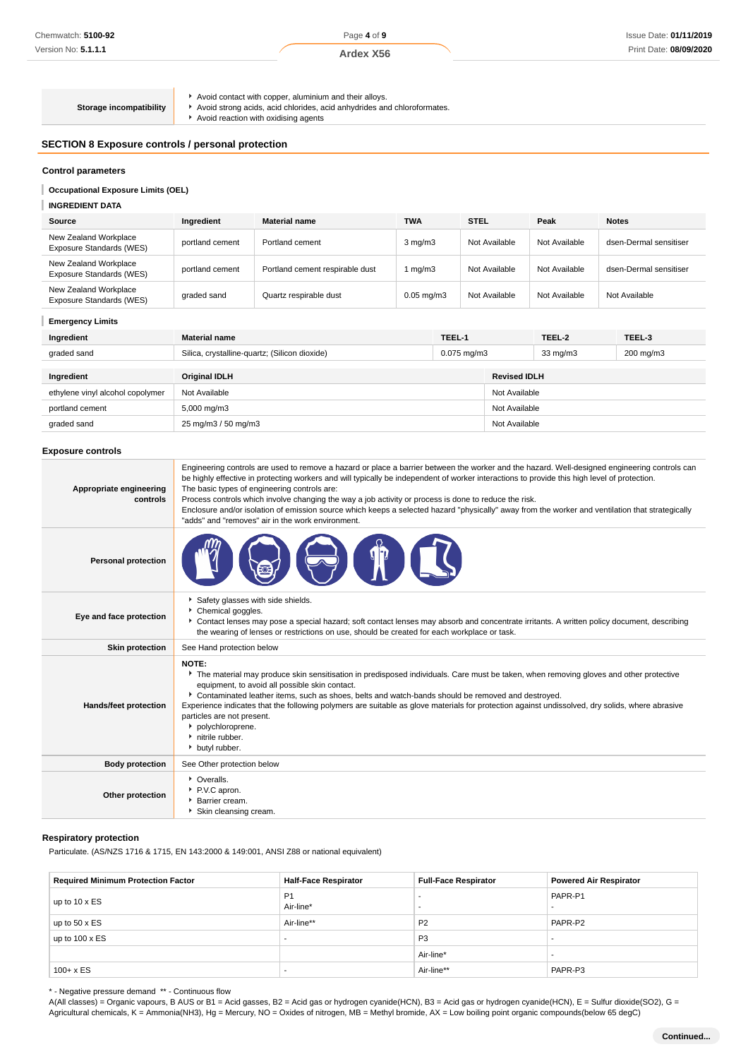| Storage incompatibility | Avoid contact with copper, aluminium and their alloys.<br>Avoid strong acids, acid chlorides, acid anhydrides and chloroformates.<br>Avoid reaction with oxidising agents |
|---|---|

## SECTION 8 Exposure controls / personal protection

### Control parameters

**Occupational Exposure Limits (OEL)**

**INGREDIENT DATA**

| Source | Ingredient | Material name | TWA | STEL | Peak | Notes |
|---|---|---|---|---|---|---|
| New Zealand Workplace Exposure Standards (WES) | portland cement | Portland cement | 3 mg/m3 | Not Available | Not Available | dsen-Dermal sensitiser |
| New Zealand Workplace Exposure Standards (WES) | portland cement | Portland cement respirable dust | 1 mg/m3 | Not Available | Not Available | dsen-Dermal sensitiser |
| New Zealand Workplace Exposure Standards (WES) | graded sand | Quartz respirable dust | 0.05 mg/m3 | Not Available | Not Available | Not Available |

**Emergency Limits**

| Ingredient | Material name | TEEL-1 | TEEL-2 | TEEL-3 |
|---|---|---|---|---|
| graded sand | Silica, crystalline-quartz; (Silicon dioxide) | 0.075 mg/m3 | 33 mg/m3 | 200 mg/m3 |

| Ingredient | Original IDLH | Revised IDLH |
|---|---|---|
| ethylene vinyl alcohol copolymer | Not Available | Not Available |
| portland cement | 5,000 mg/m3 | Not Available |
| graded sand | 25 mg/m3 / 50 mg/m3 | Not Available |

### Exposure controls

| | |
|---|---|
| Appropriate engineering controls | Engineering controls are used to remove a hazard or place a barrier between the worker and the hazard. Well-designed engineering controls can be highly effective in protecting workers and will typically be independent of worker interactions to provide this high level of protection.<br>The basic types of engineering controls are:<br>Process controls which involve changing the way a job activity or process is done to reduce the risk.<br>Enclosure and/or isolation of emission source which keeps a selected hazard "physically" away from the worker and ventilation that strategically "adds" and "removes" air in the work environment. |
| Personal protection | |
| Eye and face protection | Safety glasses with side shields.<br>Chemical goggles.<br>Contact lenses may pose a special hazard; soft contact lenses may absorb and concentrate irritants. A written policy document, describing the wearing of lenses or restrictions on use, should be created for each workplace or task. |
| Skin protection | See Hand protection below |
| Hands/feet protection | **NOTE:**<br>The material may produce skin sensitisation in predisposed individuals. Care must be taken, when removing gloves and other protective equipment, to avoid all possible skin contact.<br>Contaminated leather items, such as shoes, belts and watch-bands should be removed and destroyed.<br>Experience indicates that the following polymers are suitable as glove materials for protection against undissolved, dry solids, where abrasive particles are not present.<br>polychloroprene.<br>nitrile rubber.<br>butyl rubber. |
| Body protection | See Other protection below |
| Other protection | Overalls.<br>P.V.C apron.<br>Barrier cream.<br>Skin cleansing cream. |

### Respiratory protection

Particulate. (AS/NZS 1716 & 1715, EN 143:2000 & 149:001, ANSI Z88 or national equivalent)

| Required Minimum Protection Factor | Half-Face Respirator | Full-Face Respirator | Powered Air Respirator |
|---|---|---|---|
| up to 10 x ES | P1<br>Air-line* | -<br>- | PAPR-P1<br>- |
| up to 50 x ES | Air-line** | P2 | PAPR-P2 |
| up to 100 x ES | - | P3 | - |
| | | Air-line* | - |
| 100+ x ES | - | Air-line** | PAPR-P3 |

* - Negative pressure demand ** - Continuous flow

A(All classes) = Organic vapours, B AUS or B1 = Acid gasses, B2 = Acid gas or hydrogen cyanide(HCN), B3 = Acid gas or hydrogen cyanide(HCN), E = Sulfur dioxide(SO2), G = Agricultural chemicals, K = Ammonia(NH3), Hg = Mercury, NO = Oxides of nitrogen, MB = Methyl bromide, AX = Low boiling point organic compounds(below 65 degC)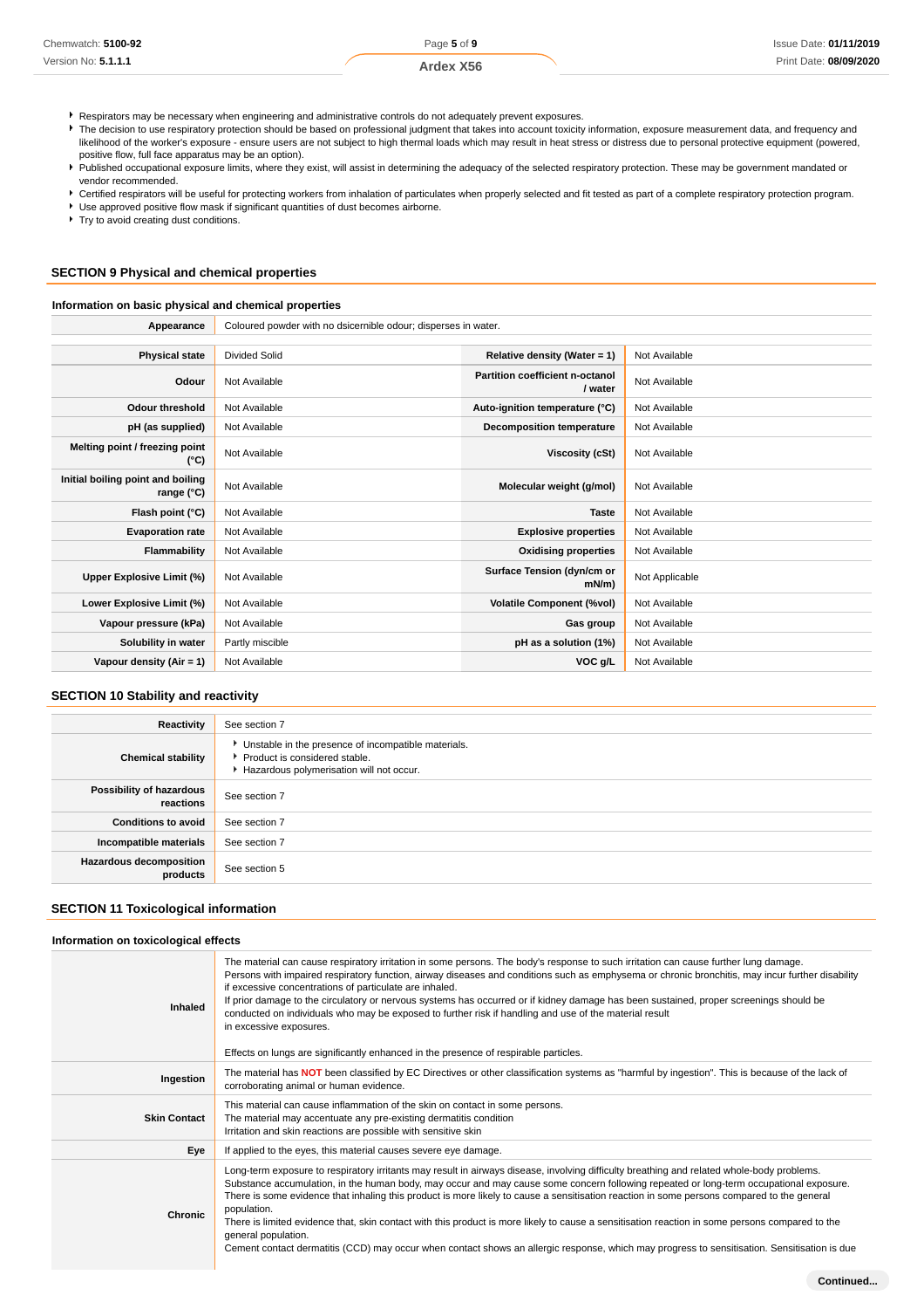- Respirators may be necessary when engineering and administrative controls do not adequately prevent exposures.
- The decision to use respiratory protection should be based on professional judgment that takes into account toxicity information, exposure measurement data, and frequency and likelihood of the worker's exposure - ensure users are not subject to high thermal loads which may result in heat stress or distress due to personal protective equipment (powered, positive flow, full face apparatus may be an option).
- Published occupational exposure limits, where they exist, will assist in determining the adequacy of the selected respiratory protection. These may be government mandated or vendor recommended.
- Certified respirators will be useful for protecting workers from inhalation of particulates when properly selected and fit tested as part of a complete respiratory protection program.
- Use approved positive flow mask if significant quantities of dust becomes airborne.
- Try to avoid creating dust conditions.

## SECTION 9 Physical and chemical properties

### Information on basic physical and chemical properties

| | |
|---|---|
| **Appearance** | Coloured powder with no dsicernible odour; disperses in water. |

| | | | |
|---|---|---|---|
| **Physical state** | Divided Solid | **Relative density (Water = 1)** | Not Available |
| **Odour** | Not Available | **Partition coefficient n-octanol / water** | Not Available |
| **Odour threshold** | Not Available | **Auto-ignition temperature (°C)** | Not Available |
| **pH (as supplied)** | Not Available | **Decomposition temperature** | Not Available |
| **Melting point / freezing point (°C)** | Not Available | **Viscosity (cSt)** | Not Available |
| **Initial boiling point and boiling range (°C)** | Not Available | **Molecular weight (g/mol)** | Not Available |
| **Flash point (°C)** | Not Available | **Taste** | Not Available |
| **Evaporation rate** | Not Available | **Explosive properties** | Not Available |
| **Flammability** | Not Available | **Oxidising properties** | Not Available |
| **Upper Explosive Limit (%)** | Not Available | **Surface Tension (dyn/cm or mN/m)** | Not Applicable |
| **Lower Explosive Limit (%)** | Not Available | **Volatile Component (%vol)** | Not Available |
| **Vapour pressure (kPa)** | Not Available | **Gas group** | Not Available |
| **Solubility in water** | Partly miscible | **pH as a solution (1%)** | Not Available |
| **Vapour density (Air = 1)** | Not Available | **VOC g/L** | Not Available |

## SECTION 10 Stability and reactivity

| | |
|---|---|
| **Reactivity** | See section 7 |
| **Chemical stability** | - Unstable in the presence of incompatible materials.<br>- Product is considered stable.<br>- Hazardous polymerisation will not occur. |
| **Possibility of hazardous reactions** | See section 7 |
| **Conditions to avoid** | See section 7 |
| **Incompatible materials** | See section 7 |
| **Hazardous decomposition products** | See section 5 |

## SECTION 11 Toxicological information

### Information on toxicological effects

| | |
|---|---|
| **Inhaled** | The material can cause respiratory irritation in some persons. The body's response to such irritation can cause further lung damage.<br>Persons with impaired respiratory function, airway diseases and conditions such as emphysema or chronic bronchitis, may incur further disability if excessive concentrations of particulate are inhaled.<br>If prior damage to the circulatory or nervous systems has occurred or if kidney damage has been sustained, proper screenings should be conducted on individuals who may be exposed to further risk if handling and use of the material result in excessive exposures.<br><br>Effects on lungs are significantly enhanced in the presence of respirable particles. |
| **Ingestion** | The material has **NOT** been classified by EC Directives or other classification systems as "harmful by ingestion". This is because of the lack of corroborating animal or human evidence. |
| **Skin Contact** | This material can cause inflammation of the skin on contact in some persons.<br>The material may accentuate any pre-existing dermatitis condition<br>Irritation and skin reactions are possible with sensitive skin |
| **Eye** | If applied to the eyes, this material causes severe eye damage. |
| **Chronic** | Long-term exposure to respiratory irritants may result in airways disease, involving difficulty breathing and related whole-body problems.<br>Substance accumulation, in the human body, may occur and may cause some concern following repeated or long-term occupational exposure.<br>There is some evidence that inhaling this product is more likely to cause a sensitisation reaction in some persons compared to the general population.<br>There is limited evidence that, skin contact with this product is more likely to cause a sensitisation reaction in some persons compared to the general population.<br>Cement contact dermatitis (CCD) may occur when contact shows an allergic response, which may progress to sensitisation. Sensitisation is due |

Continued...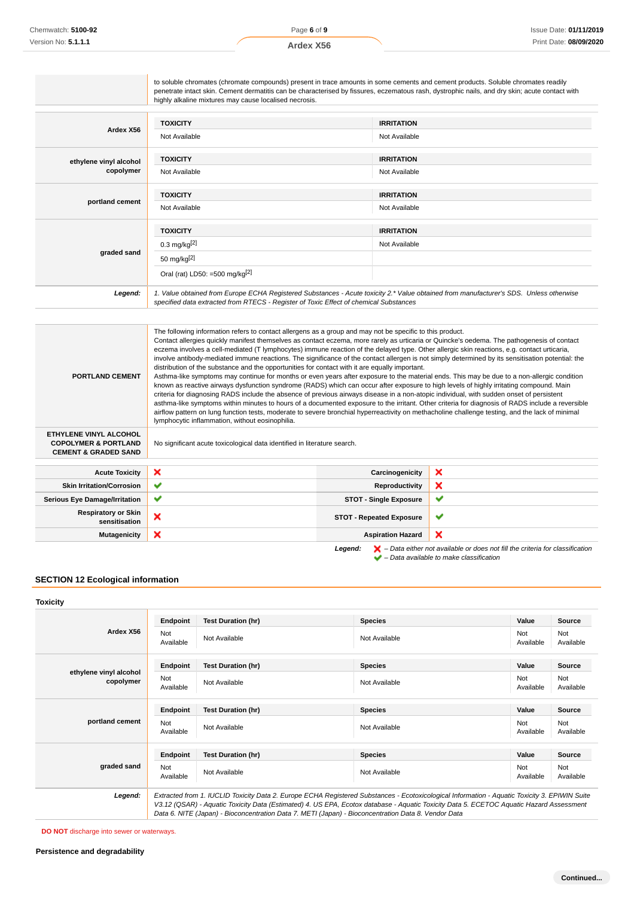| | |
|---|---|
| | to soluble chromates (chromate compounds) present in trace amounts in some cements and cement products. Soluble chromates readily penetrate intact skin. Cement dermatitis can be characterised by fissures, eczematous rash, dystrophic nails, and dry skin; acute contact with highly alkaline mixtures may cause localised necrosis. |

| | TOXICITY | IRRITATION |
|---|---|---|
| **Ardex X56** | Not Available | Not Available |
| **ethylene vinyl alcohol copolymer** | Not Available | Not Available |
| **portland cement** | Not Available | Not Available |
| **graded sand** | 0.3 mg/kg[2] | Not Available |
| | 50 mg/kg[2] | |
| | Oral (rat) LD50: =500 mg/kg[2] | |
| ***Legend:*** | *1. Value obtained from Europe ECHA Registered Substances - Acute toxicity 2.* Value obtained from manufacturer's SDS. Unless otherwise specified data extracted from RTECS - Register of Toxic Effect of chemical Substances* | |

| | |
|---|---|
| **PORTLAND CEMENT** | The following information refers to contact allergens as a group and may not be specific to this product.<br>Contact allergies quickly manifest themselves as contact eczema, more rarely as urticaria or Quincke's oedema. The pathogenesis of contact eczema involves a cell-mediated (T lymphocytes) immune reaction of the delayed type. Other allergic skin reactions, e.g. contact urticaria, involve antibody-mediated immune reactions. The significance of the contact allergen is not simply determined by its sensitisation potential: the distribution of the substance and the opportunities for contact with it are equally important.<br>Asthma-like symptoms may continue for months or even years after exposure to the material ends. This may be due to a non-allergic condition known as reactive airways dysfunction syndrome (RADS) which can occur after exposure to high levels of highly irritating compound. Main criteria for diagnosing RADS include the absence of previous airways disease in a non-atopic individual, with sudden onset of persistent asthma-like symptoms within minutes to hours of a documented exposure to the irritant. Other criteria for diagnosis of RADS include a reversible airflow pattern on lung function tests, moderate to severe bronchial hyperreactivity on methacholine challenge testing, and the lack of minimal lymphocytic inflammation, without eosinophilia. |
| **ETHYLENE VINYL ALCOHOL COPOLYMER & PORTLAND CEMENT & GRADED SAND** | No significant acute toxicological data identified in literature search. |

| | | | |
|---|---|---|---|
| **Acute Toxicity** | ✘ | **Carcinogenicity** | ✘ |
| **Skin Irritation/Corrosion** | ✔ | **Reproductivity** | ✘ |
| **Serious Eye Damage/Irritation** | ✔ | **STOT - Single Exposure** | ✔ |
| **Respiratory or Skin sensitisation** | ✘ | **STOT - Repeated Exposure** | ✔ |
| **Mutagenicity** | ✘ | **Aspiration Hazard** | ✘ |

***Legend:*** ✘ *– Data either not available or does not fill the criteria for classification*
✔ *– Data available to make classification*

## SECTION 12 Ecological information

### Toxicity

| | Endpoint | Test Duration (hr) | Species | Value | Source |
|---|---|---|---|---|---|
| **Ardex X56** | Not Available | Not Available | Not Available | Not Available | Not Available |
| **ethylene vinyl alcohol copolymer** | Not Available | Not Available | Not Available | Not Available | Not Available |
| **portland cement** | Not Available | Not Available | Not Available | Not Available | Not Available |
| **graded sand** | Not Available | Not Available | Not Available | Not Available | Not Available |
| ***Legend:*** | *Extracted from 1. IUCLID Toxicity Data 2. Europe ECHA Registered Substances - Ecotoxicological Information - Aquatic Toxicity 3. EPIWIN Suite V3.12 (QSAR) - Aquatic Toxicity Data (Estimated) 4. US EPA, Ecotox database - Aquatic Toxicity Data 5. ECETOC Aquatic Hazard Assessment Data 6. NITE (Japan) - Bioconcentration Data 7. METI (Japan) - Bioconcentration Data 8. Vendor Data* | | | | |

**DO NOT** discharge into sewer or waterways.

### Persistence and degradability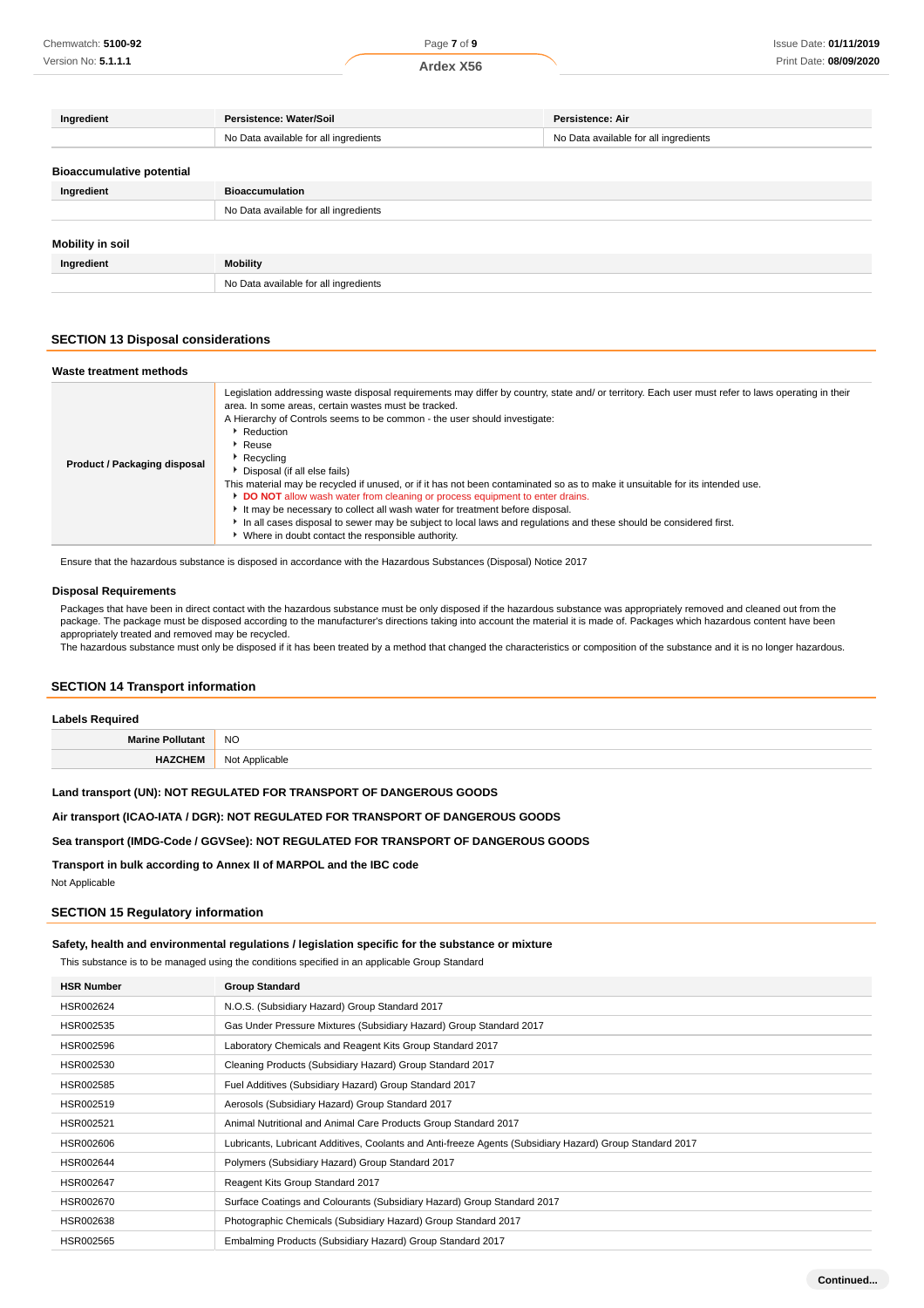| Ingredient | Persistence: Water/Soil | Persistence: Air |
| --- | --- | --- |
| | No Data available for all ingredients | No Data available for all ingredients |

### Bioaccumulative potential

| Ingredient | Bioaccumulation |
| --- | --- |
| | No Data available for all ingredients |

### Mobility in soil

| Ingredient | Mobility |
| --- | --- |
| | No Data available for all ingredients |

## SECTION 13 Disposal considerations

### Waste treatment methods

| | |
| --- | --- |
| **Product / Packaging disposal** | Legislation addressing waste disposal requirements may differ by country, state and/ or territory. Each user must refer to laws operating in their area. In some areas, certain wastes must be tracked.<br>A Hierarchy of Controls seems to be common - the user should investigate:<br>▸ Reduction<br>▸ Reuse<br>▸ Recycling<br>▸ Disposal (if all else fails)<br>This material may be recycled if unused, or if it has not been contaminated so as to make it unsuitable for its intended use.<br>▸ **DO NOT** allow wash water from cleaning or process equipment to enter drains.<br>▸ It may be necessary to collect all wash water for treatment before disposal.<br>▸ In all cases disposal to sewer may be subject to local laws and regulations and these should be considered first.<br>▸ Where in doubt contact the responsible authority. |

Ensure that the hazardous substance is disposed in accordance with the Hazardous Substances (Disposal) Notice 2017

### Disposal Requirements

Packages that have been in direct contact with the hazardous substance must be only disposed if the hazardous substance was appropriately removed and cleaned out from the package. The package must be disposed according to the manufacturer's directions taking into account the material it is made of. Packages which hazardous content have been appropriately treated and removed may be recycled.
The hazardous substance must only be disposed if it has been treated by a method that changed the characteristics or composition of the substance and it is no longer hazardous.

## SECTION 14 Transport information

### Labels Required

| | |
| --- | --- |
| **Marine Pollutant** | NO |
| **HAZCHEM** | Not Applicable |

**Land transport (UN): NOT REGULATED FOR TRANSPORT OF DANGEROUS GOODS**

**Air transport (ICAO-IATA / DGR): NOT REGULATED FOR TRANSPORT OF DANGEROUS GOODS**

**Sea transport (IMDG-Code / GGVSee): NOT REGULATED FOR TRANSPORT OF DANGEROUS GOODS**

**Transport in bulk according to Annex II of MARPOL and the IBC code**

Not Applicable

## SECTION 15 Regulatory information

### Safety, health and environmental regulations / legislation specific for the substance or mixture

This substance is to be managed using the conditions specified in an applicable Group Standard

| HSR Number | Group Standard |
| --- | --- |
| HSR002624 | N.O.S. (Subsidiary Hazard) Group Standard 2017 |
| HSR002535 | Gas Under Pressure Mixtures (Subsidiary Hazard) Group Standard 2017 |
| HSR002596 | Laboratory Chemicals and Reagent Kits Group Standard 2017 |
| HSR002530 | Cleaning Products (Subsidiary Hazard) Group Standard 2017 |
| HSR002585 | Fuel Additives (Subsidiary Hazard) Group Standard 2017 |
| HSR002519 | Aerosols (Subsidiary Hazard) Group Standard 2017 |
| HSR002521 | Animal Nutritional and Animal Care Products Group Standard 2017 |
| HSR002606 | Lubricants, Lubricant Additives, Coolants and Anti-freeze Agents (Subsidiary Hazard) Group Standard 2017 |
| HSR002644 | Polymers (Subsidiary Hazard) Group Standard 2017 |
| HSR002647 | Reagent Kits Group Standard 2017 |
| HSR002670 | Surface Coatings and Colourants (Subsidiary Hazard) Group Standard 2017 |
| HSR002638 | Photographic Chemicals (Subsidiary Hazard) Group Standard 2017 |
| HSR002565 | Embalming Products (Subsidiary Hazard) Group Standard 2017 |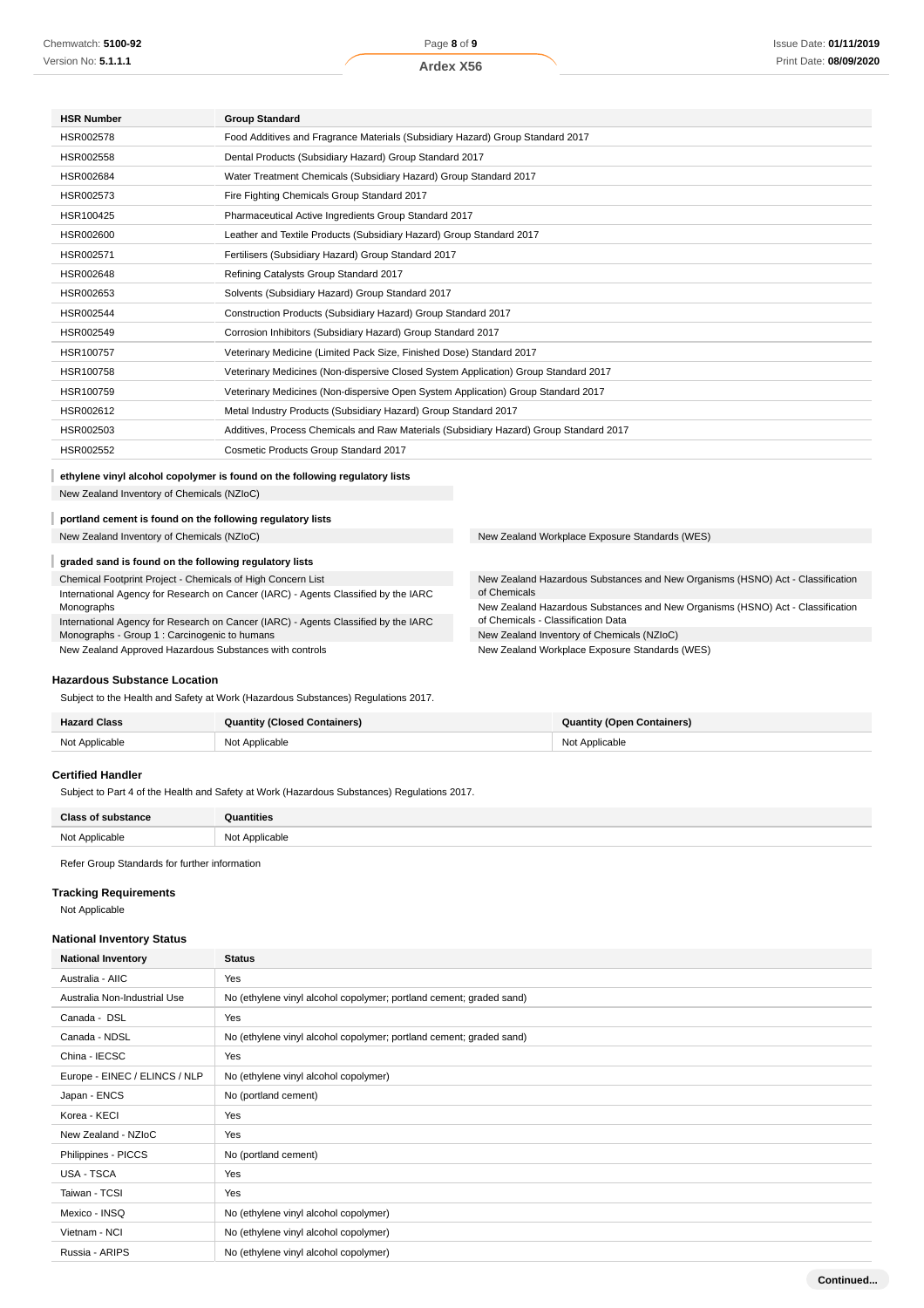| HSR Number | Group Standard |
| --- | --- |
| HSR002578 | Food Additives and Fragrance Materials (Subsidiary Hazard) Group Standard 2017 |
| HSR002558 | Dental Products (Subsidiary Hazard) Group Standard 2017 |
| HSR002684 | Water Treatment Chemicals (Subsidiary Hazard) Group Standard 2017 |
| HSR002573 | Fire Fighting Chemicals Group Standard 2017 |
| HSR100425 | Pharmaceutical Active Ingredients Group Standard 2017 |
| HSR002600 | Leather and Textile Products (Subsidiary Hazard) Group Standard 2017 |
| HSR002571 | Fertilisers (Subsidiary Hazard) Group Standard 2017 |
| HSR002648 | Refining Catalysts Group Standard 2017 |
| HSR002653 | Solvents (Subsidiary Hazard) Group Standard 2017 |
| HSR002544 | Construction Products (Subsidiary Hazard) Group Standard 2017 |
| HSR002549 | Corrosion Inhibitors (Subsidiary Hazard) Group Standard 2017 |
| HSR100757 | Veterinary Medicine (Limited Pack Size, Finished Dose) Standard 2017 |
| HSR100758 | Veterinary Medicines (Non-dispersive Closed System Application) Group Standard 2017 |
| HSR100759 | Veterinary Medicines (Non-dispersive Open System Application) Group Standard 2017 |
| HSR002612 | Metal Industry Products (Subsidiary Hazard) Group Standard 2017 |
| HSR002503 | Additives, Process Chemicals and Raw Materials (Subsidiary Hazard) Group Standard 2017 |
| HSR002552 | Cosmetic Products Group Standard 2017 |

**ethylene vinyl alcohol copolymer is found on the following regulatory lists**

New Zealand Inventory of Chemicals (NZIoC)

**portland cement is found on the following regulatory lists**

New Zealand Inventory of Chemicals (NZIoC)
New Zealand Workplace Exposure Standards (WES)

**graded sand is found on the following regulatory lists**

Chemical Footprint Project - Chemicals of High Concern List
International Agency for Research on Cancer (IARC) - Agents Classified by the IARC Monographs
International Agency for Research on Cancer (IARC) - Agents Classified by the IARC Monographs - Group 1 : Carcinogenic to humans
New Zealand Approved Hazardous Substances with controls
New Zealand Hazardous Substances and New Organisms (HSNO) Act - Classification of Chemicals
New Zealand Hazardous Substances and New Organisms (HSNO) Act - Classification of Chemicals - Classification Data
New Zealand Inventory of Chemicals (NZIoC)
New Zealand Workplace Exposure Standards (WES)

### Hazardous Substance Location

Subject to the Health and Safety at Work (Hazardous Substances) Regulations 2017.

| Hazard Class | Quantity (Closed Containers) | Quantity (Open Containers) |
| --- | --- | --- |
| Not Applicable | Not Applicable | Not Applicable |

### Certified Handler

Subject to Part 4 of the Health and Safety at Work (Hazardous Substances) Regulations 2017.

| Class of substance | Quantities |
| --- | --- |
| Not Applicable | Not Applicable |

Refer Group Standards for further information

### Tracking Requirements

Not Applicable

### National Inventory Status

| National Inventory | Status |
| --- | --- |
| Australia - AIIC | Yes |
| Australia Non-Industrial Use | No (ethylene vinyl alcohol copolymer; portland cement; graded sand) |
| Canada - DSL | Yes |
| Canada - NDSL | No (ethylene vinyl alcohol copolymer; portland cement; graded sand) |
| China - IECSC | Yes |
| Europe - EINEC / ELINCS / NLP | No (ethylene vinyl alcohol copolymer) |
| Japan - ENCS | No (portland cement) |
| Korea - KECI | Yes |
| New Zealand - NZIoC | Yes |
| Philippines - PICCS | No (portland cement) |
| USA - TSCA | Yes |
| Taiwan - TCSI | Yes |
| Mexico - INSQ | No (ethylene vinyl alcohol copolymer) |
| Vietnam - NCI | No (ethylene vinyl alcohol copolymer) |
| Russia - ARIPS | No (ethylene vinyl alcohol copolymer) |

Continued...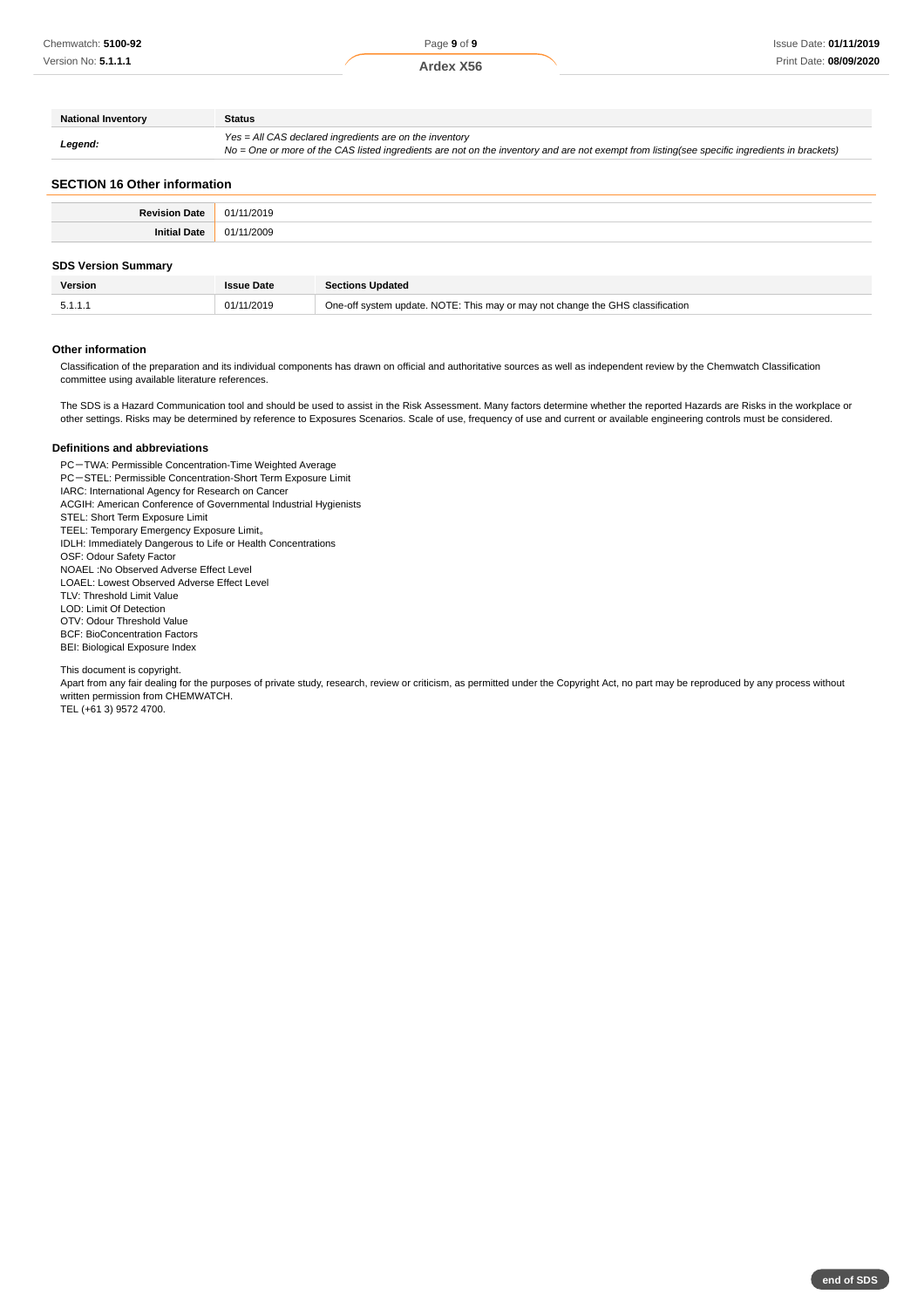| National Inventory | Status |
| --- | --- |
| ***Legend:*** | *Yes = All CAS declared ingredients are on the inventory*<br>*No = One or more of the CAS listed ingredients are not on the inventory and are not exempt from listing(see specific ingredients in brackets)* |

## SECTION 16 Other information

| | |
| --- | --- |
| **Revision Date** | 01/11/2019 |
| **Initial Date** | 01/11/2009 |

### SDS Version Summary

| Version | Issue Date | Sections Updated |
| --- | --- | --- |
| 5.1.1.1 | 01/11/2019 | One-off system update. NOTE: This may or may not change the GHS classification |

### Other information

Classification of the preparation and its individual components has drawn on official and authoritative sources as well as independent review by the Chemwatch Classification committee using available literature references.

The SDS is a Hazard Communication tool and should be used to assist in the Risk Assessment. Many factors determine whether the reported Hazards are Risks in the workplace or other settings. Risks may be determined by reference to Exposures Scenarios. Scale of use, frequency of use and current or available engineering controls must be considered.

### Definitions and abbreviations

PC－TWA: Permissible Concentration-Time Weighted Average
PC－STEL: Permissible Concentration-Short Term Exposure Limit
IARC: International Agency for Research on Cancer
ACGIH: American Conference of Governmental Industrial Hygienists
STEL: Short Term Exposure Limit
TEEL: Temporary Emergency Exposure Limit。
IDLH: Immediately Dangerous to Life or Health Concentrations
OSF: Odour Safety Factor
NOAEL :No Observed Adverse Effect Level
LOAEL: Lowest Observed Adverse Effect Level
TLV: Threshold Limit Value
LOD: Limit Of Detection
OTV: Odour Threshold Value
BCF: BioConcentration Factors
BEI: Biological Exposure Index

This document is copyright.
Apart from any fair dealing for the purposes of private study, research, review or criticism, as permitted under the Copyright Act, no part may be reproduced by any process without written permission from CHEMWATCH.
TEL (+61 3) 9572 4700.

**end of SDS**